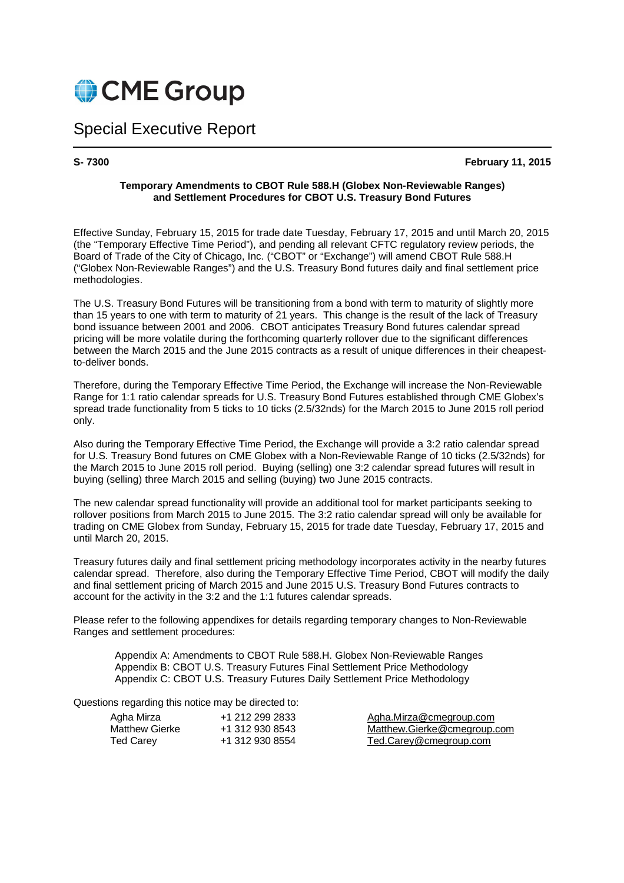# CME Group

## Special Executive Report

**S- 7300** **February 11, 2015**

**Temporary Amendments to CBOT Rule 588.H (Globex Non-Reviewable Ranges) and Settlement Procedures for CBOT U.S. Treasury Bond Futures**

Effective Sunday, February 15, 2015 for trade date Tuesday, February 17, 2015 and until March 20, 2015 (the "Temporary Effective Time Period"), and pending all relevant CFTC regulatory review periods, the Board of Trade of the City of Chicago, Inc. ("CBOT" or "Exchange") will amend CBOT Rule 588.H ("Globex Non-Reviewable Ranges") and the U.S. Treasury Bond futures daily and final settlement price methodologies.

The U.S. Treasury Bond Futures will be transitioning from a bond with term to maturity of slightly more than 15 years to one with term to maturity of 21 years. This change is the result of the lack of Treasury bond issuance between 2001 and 2006. CBOT anticipates Treasury Bond futures calendar spread pricing will be more volatile during the forthcoming quarterly rollover due to the significant differences between the March 2015 and the June 2015 contracts as a result of unique differences in their cheapest-to-deliver bonds.

Therefore, during the Temporary Effective Time Period, the Exchange will increase the Non-Reviewable Range for 1:1 ratio calendar spreads for U.S. Treasury Bond Futures established through CME Globex's spread trade functionality from 5 ticks to 10 ticks (2.5/32nds) for the March 2015 to June 2015 roll period only.

Also during the Temporary Effective Time Period, the Exchange will provide a 3:2 ratio calendar spread for U.S. Treasury Bond futures on CME Globex with a Non-Reviewable Range of 10 ticks (2.5/32nds) for the March 2015 to June 2015 roll period. Buying (selling) one 3:2 calendar spread futures will result in buying (selling) three March 2015 and selling (buying) two June 2015 contracts.

The new calendar spread functionality will provide an additional tool for market participants seeking to rollover positions from March 2015 to June 2015. The 3:2 ratio calendar spread will only be available for trading on CME Globex from Sunday, February 15, 2015 for trade date Tuesday, February 17, 2015 and until March 20, 2015.

Treasury futures daily and final settlement pricing methodology incorporates activity in the nearby futures calendar spread. Therefore, also during the Temporary Effective Time Period, CBOT will modify the daily and final settlement pricing of March 2015 and June 2015 U.S. Treasury Bond Futures contracts to account for the activity in the 3:2 and the 1:1 futures calendar spreads.

Please refer to the following appendixes for details regarding temporary changes to Non-Reviewable Ranges and settlement procedures:

Appendix A: Amendments to CBOT Rule 588.H. Globex Non-Reviewable Ranges
Appendix B: CBOT U.S. Treasury Futures Final Settlement Price Methodology
Appendix C: CBOT U.S. Treasury Futures Daily Settlement Price Methodology

Questions regarding this notice may be directed to:

| | | |
|---|---|---|
| Agha Mirza | +1 212 299 2833 | Agha.Mirza@cmegroup.com |
| Matthew Gierke | +1 312 930 8543 | Matthew.Gierke@cmegroup.com |
| Ted Carey | +1 312 930 8554 | Ted.Carey@cmegroup.com |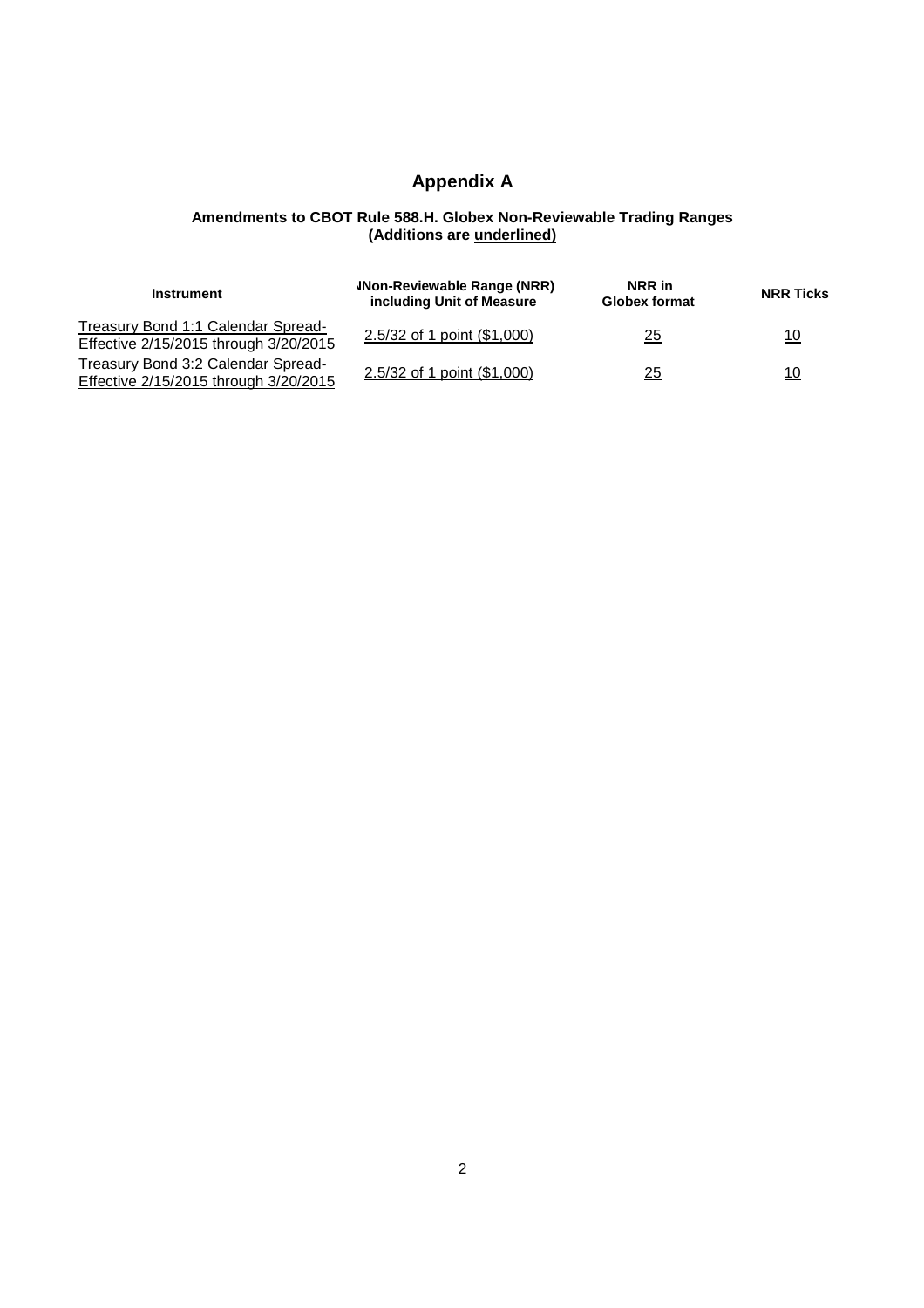# Appendix A

**Amendments to CBOT Rule 588.H. Globex Non-Reviewable Trading Ranges (Additions are underlined)**

| Instrument | Non-Reviewable Range (NRR) including Unit of Measure | NRR in Globex format | NRR Ticks |
|---|---|---|---|
| Treasury Bond 1:1 Calendar Spread- Effective 2/15/2015 through 3/20/2015 | 2.5/32 of 1 point ($1,000) | 25 | 10 |
| Treasury Bond 3:2 Calendar Spread- Effective 2/15/2015 through 3/20/2015 | 2.5/32 of 1 point ($1,000) | 25 | 10 |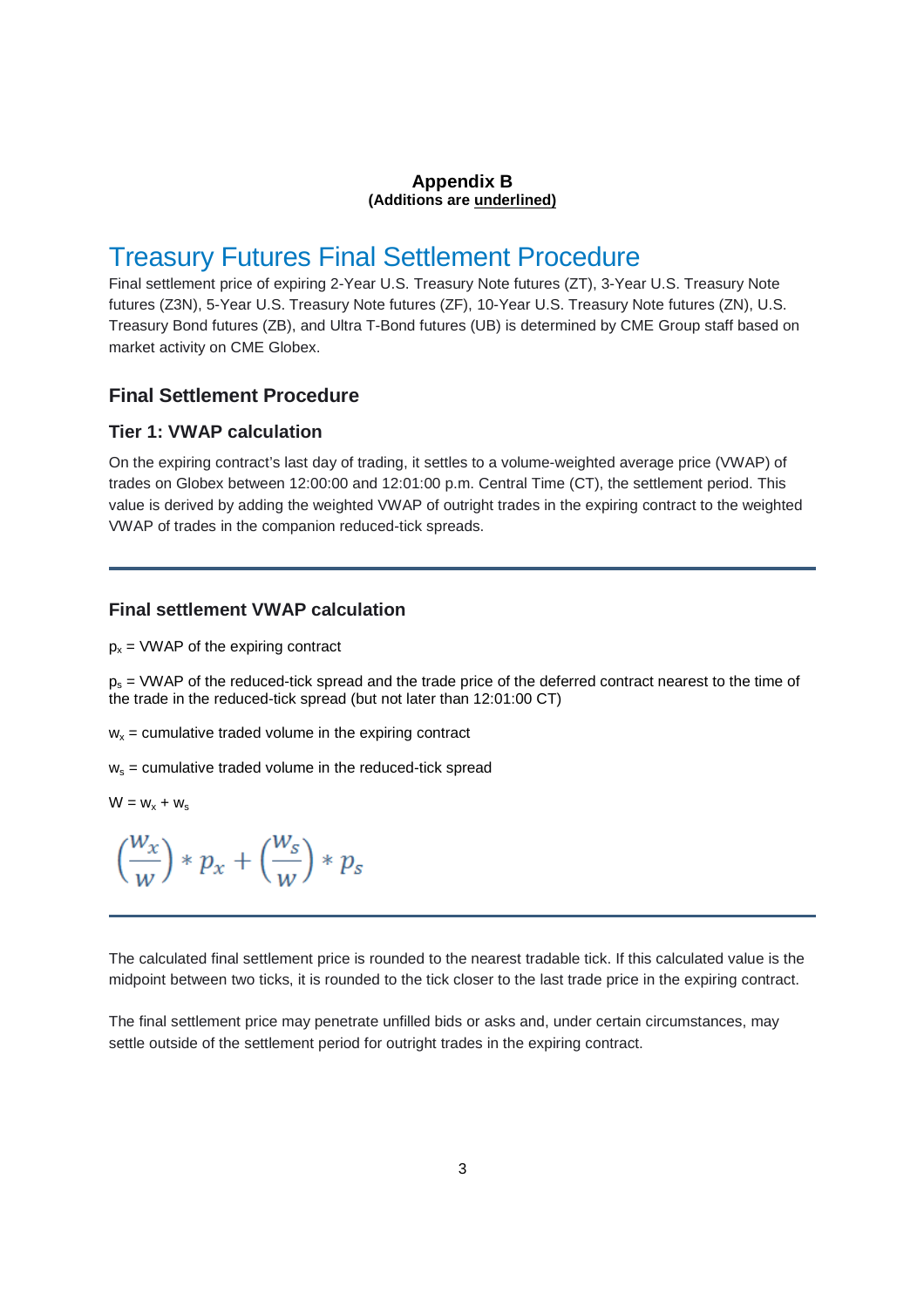**Appendix B**
**(Additions are underlined)**

# Treasury Futures Final Settlement Procedure

Final settlement price of expiring 2-Year U.S. Treasury Note futures (ZT), 3-Year U.S. Treasury Note futures (Z3N), 5-Year U.S. Treasury Note futures (ZF), 10-Year U.S. Treasury Note futures (ZN), U.S. Treasury Bond futures (ZB), and Ultra T-Bond futures (UB) is determined by CME Group staff based on market activity on CME Globex.

## Final Settlement Procedure

### Tier 1: VWAP calculation

On the expiring contract's last day of trading, it settles to a volume-weighted average price (VWAP) of trades on Globex between 12:00:00 and 12:01:00 p.m. Central Time (CT), the settlement period. This value is derived by adding the weighted VWAP of outright trades in the expiring contract to the weighted VWAP of trades in the companion reduced-tick spreads.

---

### Final settlement VWAP calculation

$p_x$ = VWAP of the expiring contract

$p_s$ = VWAP of the reduced-tick spread and the trade price of the deferred contract nearest to the time of the trade in the reduced-tick spread (but not later than 12:01:00 CT)

$w_x$ = cumulative traded volume in the expiring contract

$w_s$ = cumulative traded volume in the reduced-tick spread

$W = w_x + w_s$

$$\left(\frac{w_x}{w}\right) * p_x + \left(\frac{w_s}{w}\right) * p_s$$

---

The calculated final settlement price is rounded to the nearest tradable tick. If this calculated value is the midpoint between two ticks, it is rounded to the tick closer to the last trade price in the expiring contract.

The final settlement price may penetrate unfilled bids or asks and, under certain circumstances, may settle outside of the settlement period for outright trades in the expiring contract.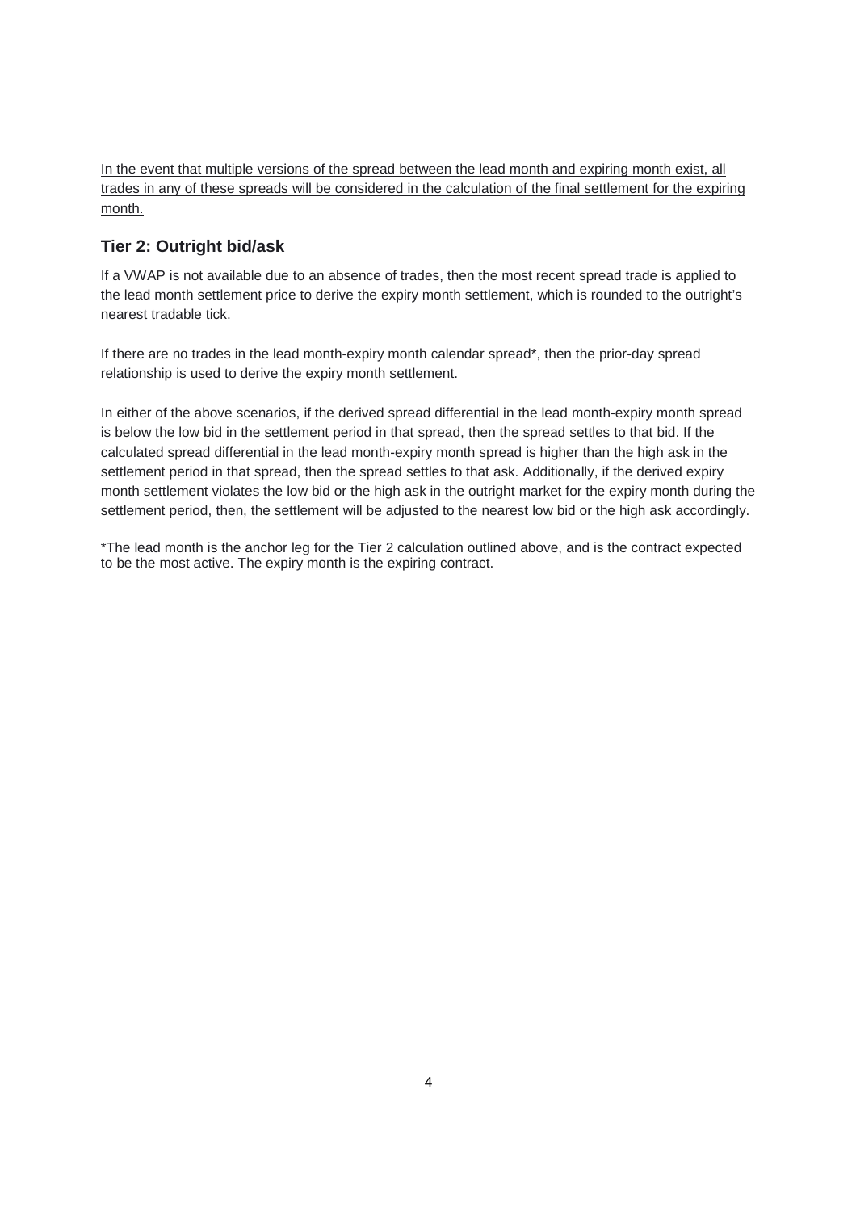<u>In the event that multiple versions of the spread between the lead month and expiring month exist, all trades in any of these spreads will be considered in the calculation of the final settlement for the expiring month.</u>

### Tier 2: Outright bid/ask

If a VWAP is not available due to an absence of trades, then the most recent spread trade is applied to the lead month settlement price to derive the expiry month settlement, which is rounded to the outright's nearest tradable tick.

If there are no trades in the lead month-expiry month calendar spread*, then the prior-day spread relationship is used to derive the expiry month settlement.

In either of the above scenarios, if the derived spread differential in the lead month-expiry month spread is below the low bid in the settlement period in that spread, then the spread settles to that bid. If the calculated spread differential in the lead month-expiry month spread is higher than the high ask in the settlement period in that spread, then the spread settles to that ask. Additionally, if the derived expiry month settlement violates the low bid or the high ask in the outright market for the expiry month during the settlement period, then, the settlement will be adjusted to the nearest low bid or the high ask accordingly.

*The lead month is the anchor leg for the Tier 2 calculation outlined above, and is the contract expected to be the most active. The expiry month is the expiring contract.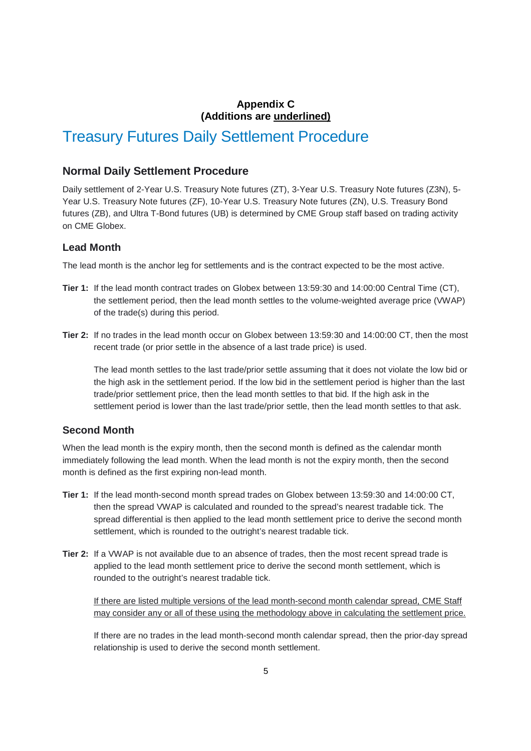**Appendix C**
**(Additions are <u>underlined)</u>**

# Treasury Futures Daily Settlement Procedure

## Normal Daily Settlement Procedure

Daily settlement of 2-Year U.S. Treasury Note futures (ZT), 3-Year U.S. Treasury Note futures (Z3N), 5-Year U.S. Treasury Note futures (ZF), 10-Year U.S. Treasury Note futures (ZN), U.S. Treasury Bond futures (ZB), and Ultra T-Bond futures (UB) is determined by CME Group staff based on trading activity on CME Globex.

### Lead Month

The lead month is the anchor leg for settlements and is the contract expected to be the most active.

**Tier 1:** If the lead month contract trades on Globex between 13:59:30 and 14:00:00 Central Time (CT), the settlement period, then the lead month settles to the volume-weighted average price (VWAP) of the trade(s) during this period.

**Tier 2:** If no trades in the lead month occur on Globex between 13:59:30 and 14:00:00 CT, then the most recent trade (or prior settle in the absence of a last trade price) is used.

The lead month settles to the last trade/prior settle assuming that it does not violate the low bid or the high ask in the settlement period. If the low bid in the settlement period is higher than the last trade/prior settlement price, then the lead month settles to that bid. If the high ask in the settlement period is lower than the last trade/prior settle, then the lead month settles to that ask.

### Second Month

When the lead month is the expiry month, then the second month is defined as the calendar month immediately following the lead month. When the lead month is not the expiry month, then the second month is defined as the first expiring non-lead month.

**Tier 1:** If the lead month-second month spread trades on Globex between 13:59:30 and 14:00:00 CT, then the spread VWAP is calculated and rounded to the spread's nearest tradable tick. The spread differential is then applied to the lead month settlement price to derive the second month settlement, which is rounded to the outright's nearest tradable tick.

**Tier 2:** If a VWAP is not available due to an absence of trades, then the most recent spread trade is applied to the lead month settlement price to derive the second month settlement, which is rounded to the outright's nearest tradable tick.

<u>If there are listed multiple versions of the lead month-second month calendar spread, CME Staff may consider any or all of these using the methodology above in calculating the settlement price.</u>

If there are no trades in the lead month-second month calendar spread, then the prior-day spread relationship is used to derive the second month settlement.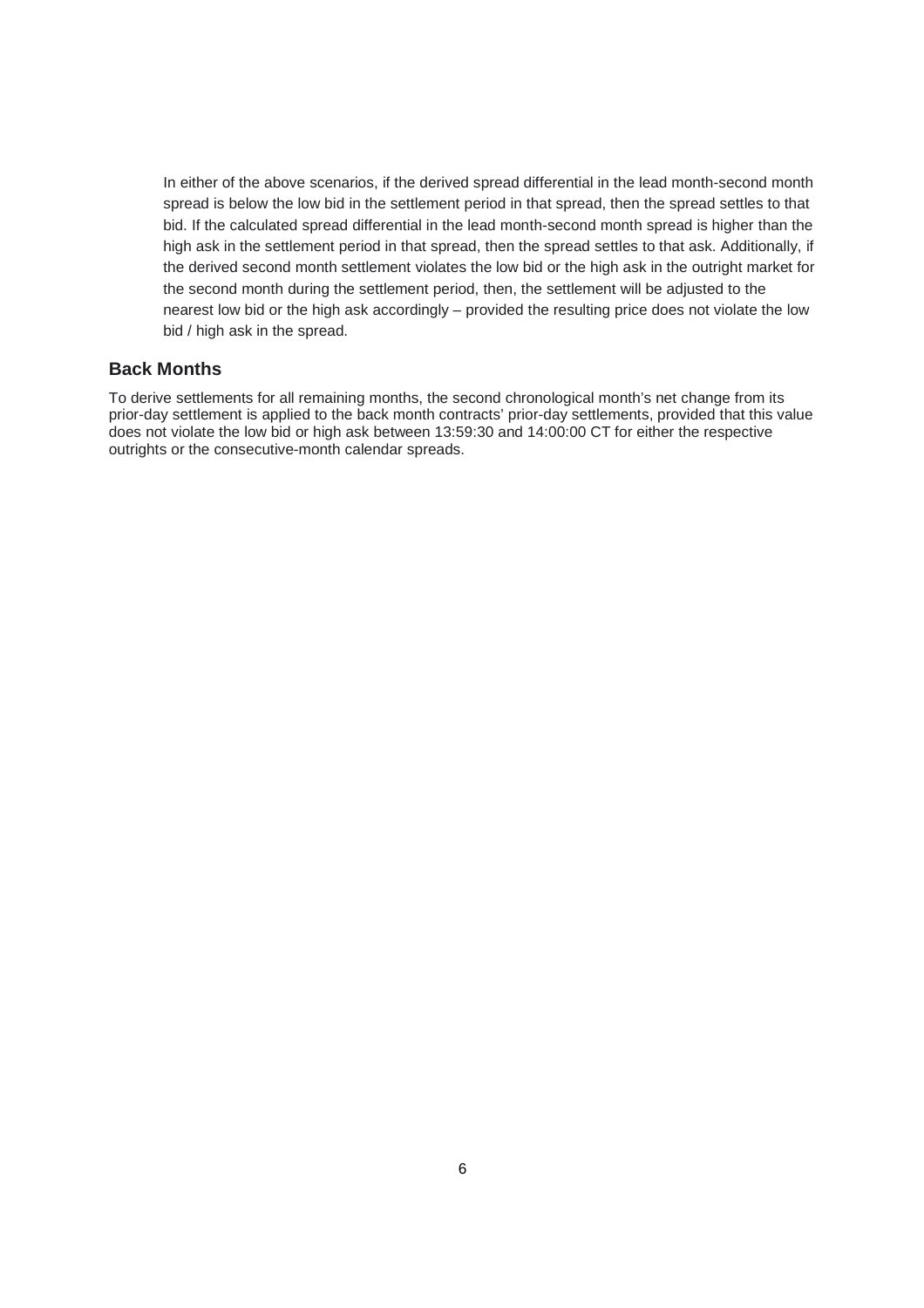In either of the above scenarios, if the derived spread differential in the lead month-second month spread is below the low bid in the settlement period in that spread, then the spread settles to that bid. If the calculated spread differential in the lead month-second month spread is higher than the high ask in the settlement period in that spread, then the spread settles to that ask. Additionally, if the derived second month settlement violates the low bid or the high ask in the outright market for the second month during the settlement period, then, the settlement will be adjusted to the nearest low bid or the high ask accordingly – provided the resulting price does not violate the low bid / high ask in the spread.

## Back Months

To derive settlements for all remaining months, the second chronological month's net change from its prior-day settlement is applied to the back month contracts' prior-day settlements, provided that this value does not violate the low bid or high ask between 13:59:30 and 14:00:00 CT for either the respective outrights or the consecutive-month calendar spreads.